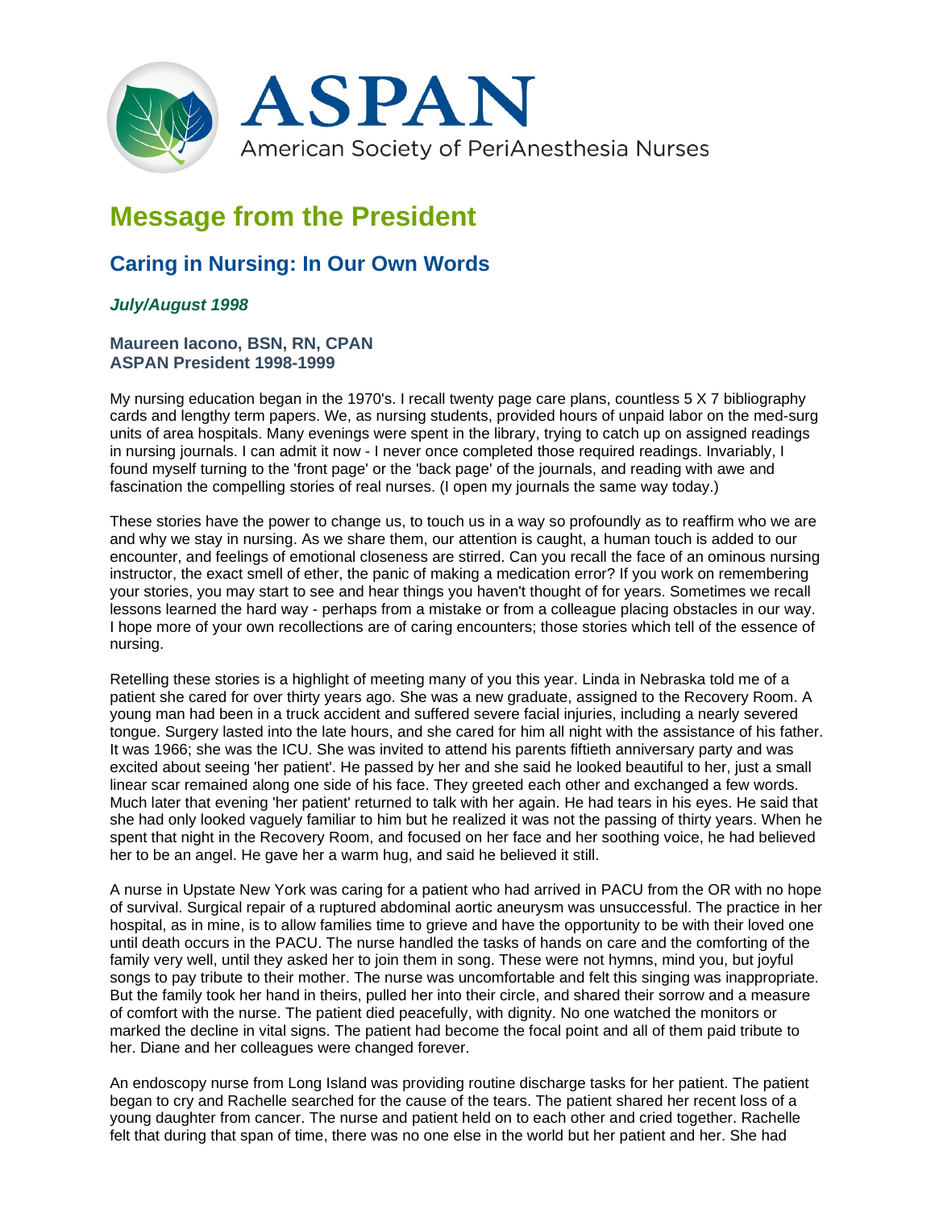# ASPAN

American Society of PeriAnesthesia Nurses

## Message from the President

### Caring in Nursing: In Our Own Words

***July/August 1998***

**Maureen Iacono, BSN, RN, CPAN**
**ASPAN President 1998-1999**

My nursing education began in the 1970's. I recall twenty page care plans, countless 5 X 7 bibliography cards and lengthy term papers. We, as nursing students, provided hours of unpaid labor on the med-surg units of area hospitals. Many evenings were spent in the library, trying to catch up on assigned readings in nursing journals. I can admit it now - I never once completed those required readings. Invariably, I found myself turning to the 'front page' or the 'back page' of the journals, and reading with awe and fascination the compelling stories of real nurses. (I open my journals the same way today.)

These stories have the power to change us, to touch us in a way so profoundly as to reaffirm who we are and why we stay in nursing. As we share them, our attention is caught, a human touch is added to our encounter, and feelings of emotional closeness are stirred. Can you recall the face of an ominous nursing instructor, the exact smell of ether, the panic of making a medication error? If you work on remembering your stories, you may start to see and hear things you haven't thought of for years. Sometimes we recall lessons learned the hard way - perhaps from a mistake or from a colleague placing obstacles in our way. I hope more of your own recollections are of caring encounters; those stories which tell of the essence of nursing.

Retelling these stories is a highlight of meeting many of you this year. Linda in Nebraska told me of a patient she cared for over thirty years ago. She was a new graduate, assigned to the Recovery Room. A young man had been in a truck accident and suffered severe facial injuries, including a nearly severed tongue. Surgery lasted into the late hours, and she cared for him all night with the assistance of his father. It was 1966; she was the ICU. She was invited to attend his parents fiftieth anniversary party and was excited about seeing 'her patient'. He passed by her and she said he looked beautiful to her, just a small linear scar remained along one side of his face. They greeted each other and exchanged a few words. Much later that evening 'her patient' returned to talk with her again. He had tears in his eyes. He said that she had only looked vaguely familiar to him but he realized it was not the passing of thirty years. When he spent that night in the Recovery Room, and focused on her face and her soothing voice, he had believed her to be an angel. He gave her a warm hug, and said he believed it still.

A nurse in Upstate New York was caring for a patient who had arrived in PACU from the OR with no hope of survival. Surgical repair of a ruptured abdominal aortic aneurysm was unsuccessful. The practice in her hospital, as in mine, is to allow families time to grieve and have the opportunity to be with their loved one until death occurs in the PACU. The nurse handled the tasks of hands on care and the comforting of the family very well, until they asked her to join them in song. These were not hymns, mind you, but joyful songs to pay tribute to their mother. The nurse was uncomfortable and felt this singing was inappropriate. But the family took her hand in theirs, pulled her into their circle, and shared their sorrow and a measure of comfort with the nurse. The patient died peacefully, with dignity. No one watched the monitors or marked the decline in vital signs. The patient had become the focal point and all of them paid tribute to her. Diane and her colleagues were changed forever.

An endoscopy nurse from Long Island was providing routine discharge tasks for her patient. The patient began to cry and Rachelle searched for the cause of the tears. The patient shared her recent loss of a young daughter from cancer. The nurse and patient held on to each other and cried together. Rachelle felt that during that span of time, there was no one else in the world but her patient and her. She had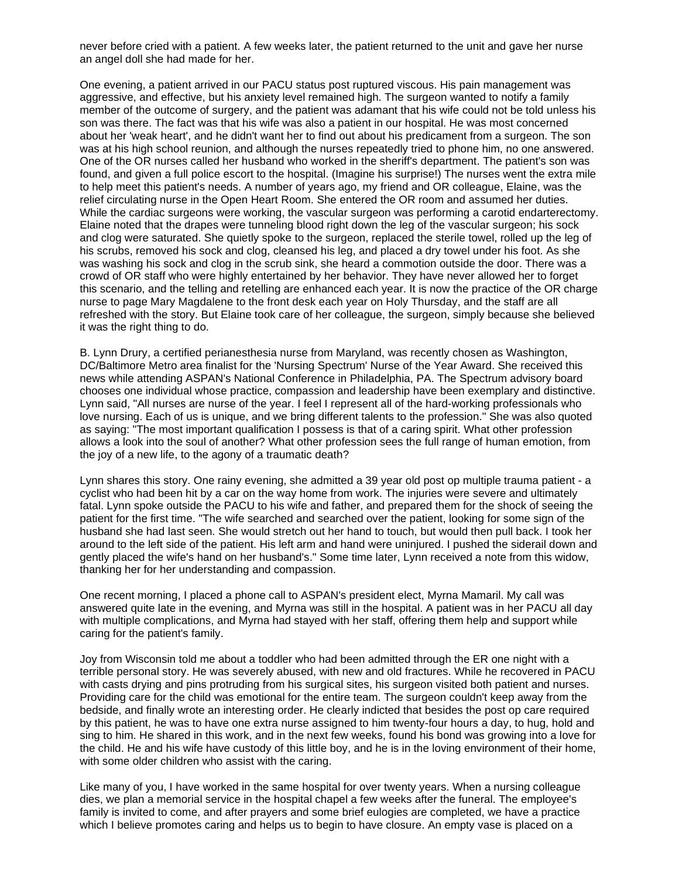never before cried with a patient. A few weeks later, the patient returned to the unit and gave her nurse an angel doll she had made for her.

One evening, a patient arrived in our PACU status post ruptured viscous. His pain management was aggressive, and effective, but his anxiety level remained high. The surgeon wanted to notify a family member of the outcome of surgery, and the patient was adamant that his wife could not be told unless his son was there. The fact was that his wife was also a patient in our hospital. He was most concerned about her 'weak heart', and he didn't want her to find out about his predicament from a surgeon. The son was at his high school reunion, and although the nurses repeatedly tried to phone him, no one answered. One of the OR nurses called her husband who worked in the sheriff's department. The patient's son was found, and given a full police escort to the hospital. (Imagine his surprise!) The nurses went the extra mile to help meet this patient's needs. A number of years ago, my friend and OR colleague, Elaine, was the relief circulating nurse in the Open Heart Room. She entered the OR room and assumed her duties. While the cardiac surgeons were working, the vascular surgeon was performing a carotid endarterectomy. Elaine noted that the drapes were tunneling blood right down the leg of the vascular surgeon; his sock and clog were saturated. She quietly spoke to the surgeon, replaced the sterile towel, rolled up the leg of his scrubs, removed his sock and clog, cleansed his leg, and placed a dry towel under his foot. As she was washing his sock and clog in the scrub sink, she heard a commotion outside the door. There was a crowd of OR staff who were highly entertained by her behavior. They have never allowed her to forget this scenario, and the telling and retelling are enhanced each year. It is now the practice of the OR charge nurse to page Mary Magdalene to the front desk each year on Holy Thursday, and the staff are all refreshed with the story. But Elaine took care of her colleague, the surgeon, simply because she believed it was the right thing to do.

B. Lynn Drury, a certified perianesthesia nurse from Maryland, was recently chosen as Washington, DC/Baltimore Metro area finalist for the 'Nursing Spectrum' Nurse of the Year Award. She received this news while attending ASPAN's National Conference in Philadelphia, PA. The Spectrum advisory board chooses one individual whose practice, compassion and leadership have been exemplary and distinctive. Lynn said, "All nurses are nurse of the year. I feel I represent all of the hard-working professionals who love nursing. Each of us is unique, and we bring different talents to the profession." She was also quoted as saying: "The most important qualification I possess is that of a caring spirit. What other profession allows a look into the soul of another? What other profession sees the full range of human emotion, from the joy of a new life, to the agony of a traumatic death?

Lynn shares this story. One rainy evening, she admitted a 39 year old post op multiple trauma patient - a cyclist who had been hit by a car on the way home from work. The injuries were severe and ultimately fatal. Lynn spoke outside the PACU to his wife and father, and prepared them for the shock of seeing the patient for the first time. "The wife searched and searched over the patient, looking for some sign of the husband she had last seen. She would stretch out her hand to touch, but would then pull back. I took her around to the left side of the patient. His left arm and hand were uninjured. I pushed the siderail down and gently placed the wife's hand on her husband's." Some time later, Lynn received a note from this widow, thanking her for her understanding and compassion.

One recent morning, I placed a phone call to ASPAN's president elect, Myrna Mamaril. My call was answered quite late in the evening, and Myrna was still in the hospital. A patient was in her PACU all day with multiple complications, and Myrna had stayed with her staff, offering them help and support while caring for the patient's family.

Joy from Wisconsin told me about a toddler who had been admitted through the ER one night with a terrible personal story. He was severely abused, with new and old fractures. While he recovered in PACU with casts drying and pins protruding from his surgical sites, his surgeon visited both patient and nurses. Providing care for the child was emotional for the entire team. The surgeon couldn't keep away from the bedside, and finally wrote an interesting order. He clearly indicted that besides the post op care required by this patient, he was to have one extra nurse assigned to him twenty-four hours a day, to hug, hold and sing to him. He shared in this work, and in the next few weeks, found his bond was growing into a love for the child. He and his wife have custody of this little boy, and he is in the loving environment of their home, with some older children who assist with the caring.

Like many of you, I have worked in the same hospital for over twenty years. When a nursing colleague dies, we plan a memorial service in the hospital chapel a few weeks after the funeral. The employee's family is invited to come, and after prayers and some brief eulogies are completed, we have a practice which I believe promotes caring and helps us to begin to have closure. An empty vase is placed on a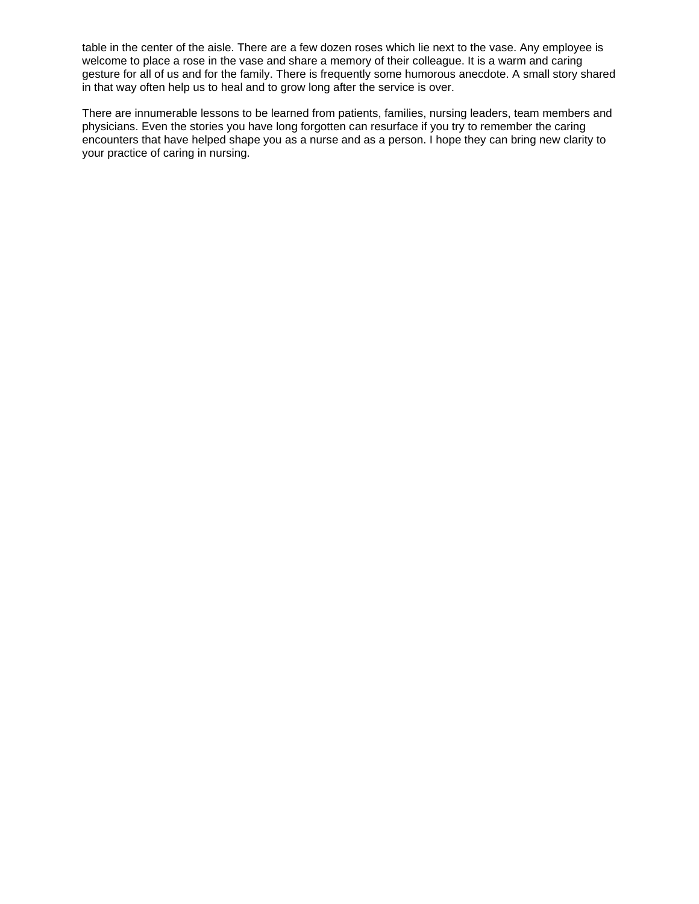table in the center of the aisle. There are a few dozen roses which lie next to the vase. Any employee is welcome to place a rose in the vase and share a memory of their colleague. It is a warm and caring gesture for all of us and for the family. There is frequently some humorous anecdote. A small story shared in that way often help us to heal and to grow long after the service is over.

There are innumerable lessons to be learned from patients, families, nursing leaders, team members and physicians. Even the stories you have long forgotten can resurface if you try to remember the caring encounters that have helped shape you as a nurse and as a person. I hope they can bring new clarity to your practice of caring in nursing.